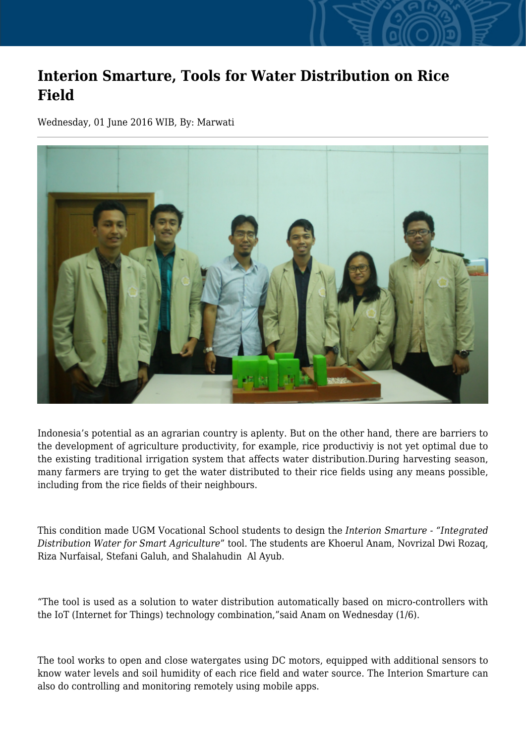# Interion Smarture, Tools for Water Distribution on Rice Field

Wednesday, 01 June 2016 WIB, By: Marwati

Indonesia's potential as an agrarian country is aplenty. But on the other hand, there are barriers to the development of agriculture productivity, for example, rice productiviy is not yet optimal due to the existing traditional irrigation system that affects water distribution.During harvesting season, many farmers are trying to get the water distributed to their rice fields using any means possible, including from the rice fields of their neighbours.

This condition made UGM Vocational School students to design the *Interion Smarture - "Integrated Distribution Water for Smart Agriculture*" tool. The students are Khoerul Anam, Novrizal Dwi Rozaq, Riza Nurfaisal, Stefani Galuh, and Shalahudin Al Ayub.

"The tool is used as a solution to water distribution automatically based on micro-controllers with the IoT (Internet for Things) technology combination,"said Anam on Wednesday (1/6).

The tool works to open and close watergates using DC motors, equipped with additional sensors to know water levels and soil humidity of each rice field and water source. The Interion Smarture can also do controlling and monitoring remotely using mobile apps.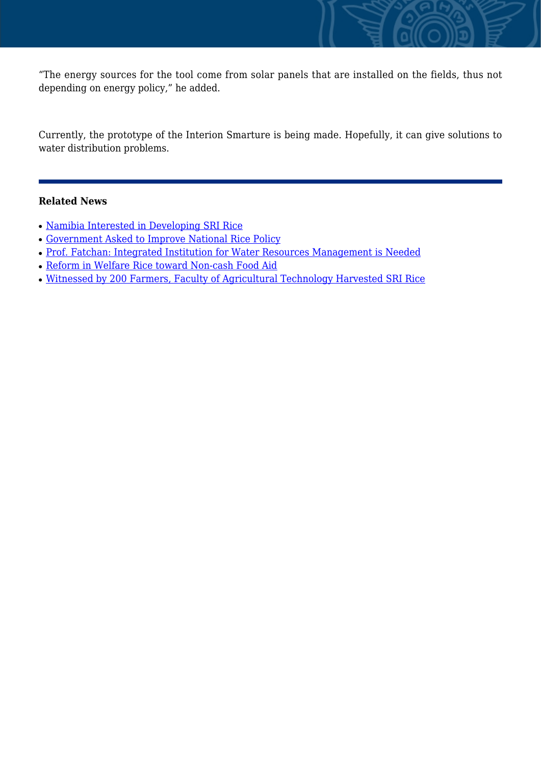"The energy sources for the tool come from solar panels that are installed on the fields, thus not depending on energy policy," he added.

Currently, the prototype of the Interion Smarture is being made. Hopefully, it can give solutions to water distribution problems.

---

**Related News**

- Namibia Interested in Developing SRI Rice
- Government Asked to Improve National Rice Policy
- Prof. Fatchan: Integrated Institution for Water Resources Management is Needed
- Reform in Welfare Rice toward Non-cash Food Aid
- Witnessed by 200 Farmers, Faculty of Agricultural Technology Harvested SRI Rice